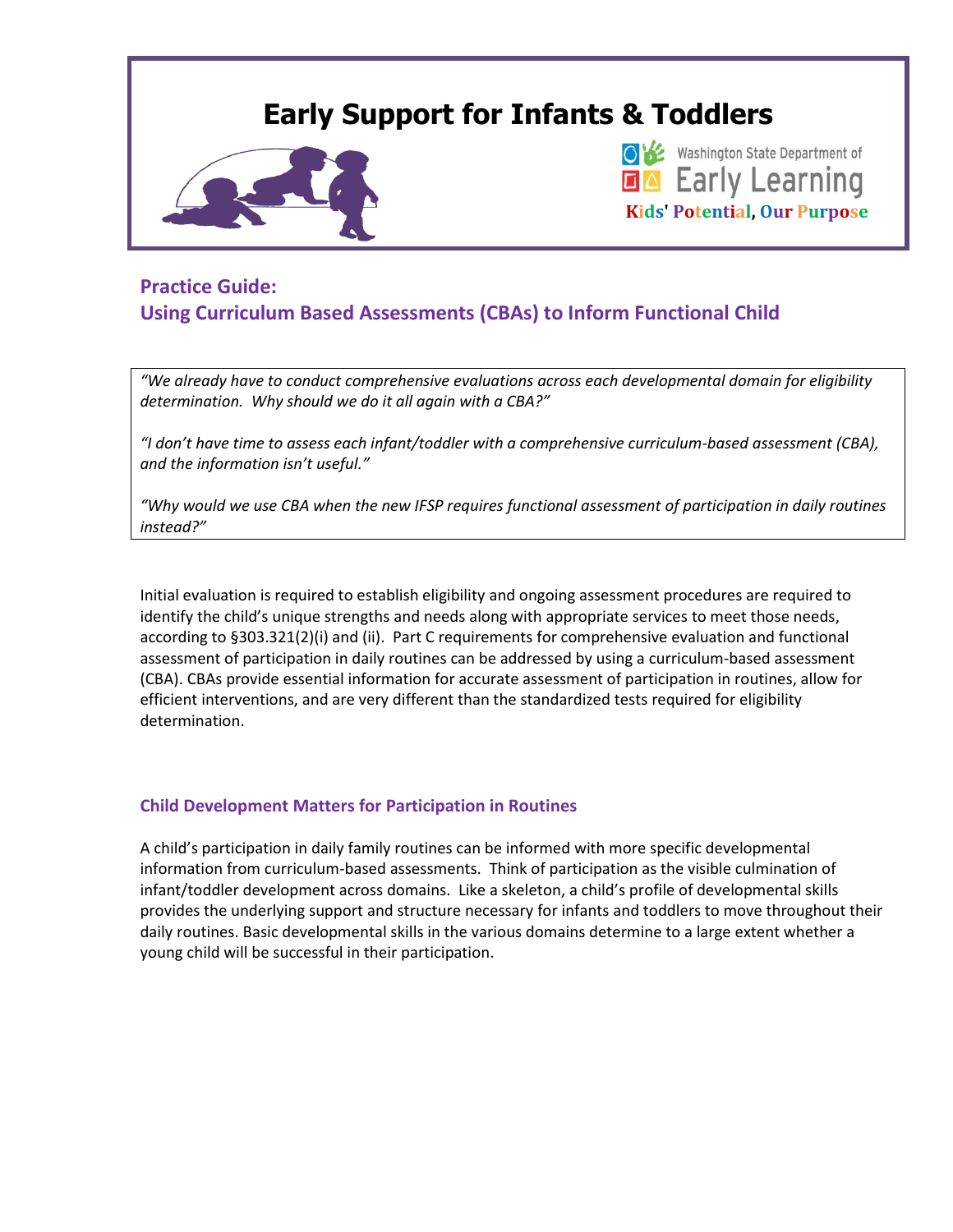# Early Support for Infants & Toddlers

Washington State Department of Early Learning

**Kids' Potential, Our Purpose**

## Practice Guide:
## Using Curriculum Based Assessments (CBAs) to Inform Functional Child

*"We already have to conduct comprehensive evaluations across each developmental domain for eligibility determination. Why should we do it all again with a CBA?"*

*"I don't have time to assess each infant/toddler with a comprehensive curriculum-based assessment (CBA), and the information isn't useful."*

*"Why would we use CBA when the new IFSP requires functional assessment of participation in daily routines instead?"*

Initial evaluation is required to establish eligibility and ongoing assessment procedures are required to identify the child's unique strengths and needs along with appropriate services to meet those needs, according to §303.321(2)(i) and (ii). Part C requirements for comprehensive evaluation and functional assessment of participation in daily routines can be addressed by using a curriculum-based assessment (CBA). CBAs provide essential information for accurate assessment of participation in routines, allow for efficient interventions, and are very different than the standardized tests required for eligibility determination.

### Child Development Matters for Participation in Routines

A child's participation in daily family routines can be informed with more specific developmental information from curriculum-based assessments. Think of participation as the visible culmination of infant/toddler development across domains. Like a skeleton, a child's profile of developmental skills provides the underlying support and structure necessary for infants and toddlers to move throughout their daily routines. Basic developmental skills in the various domains determine to a large extent whether a young child will be successful in their participation.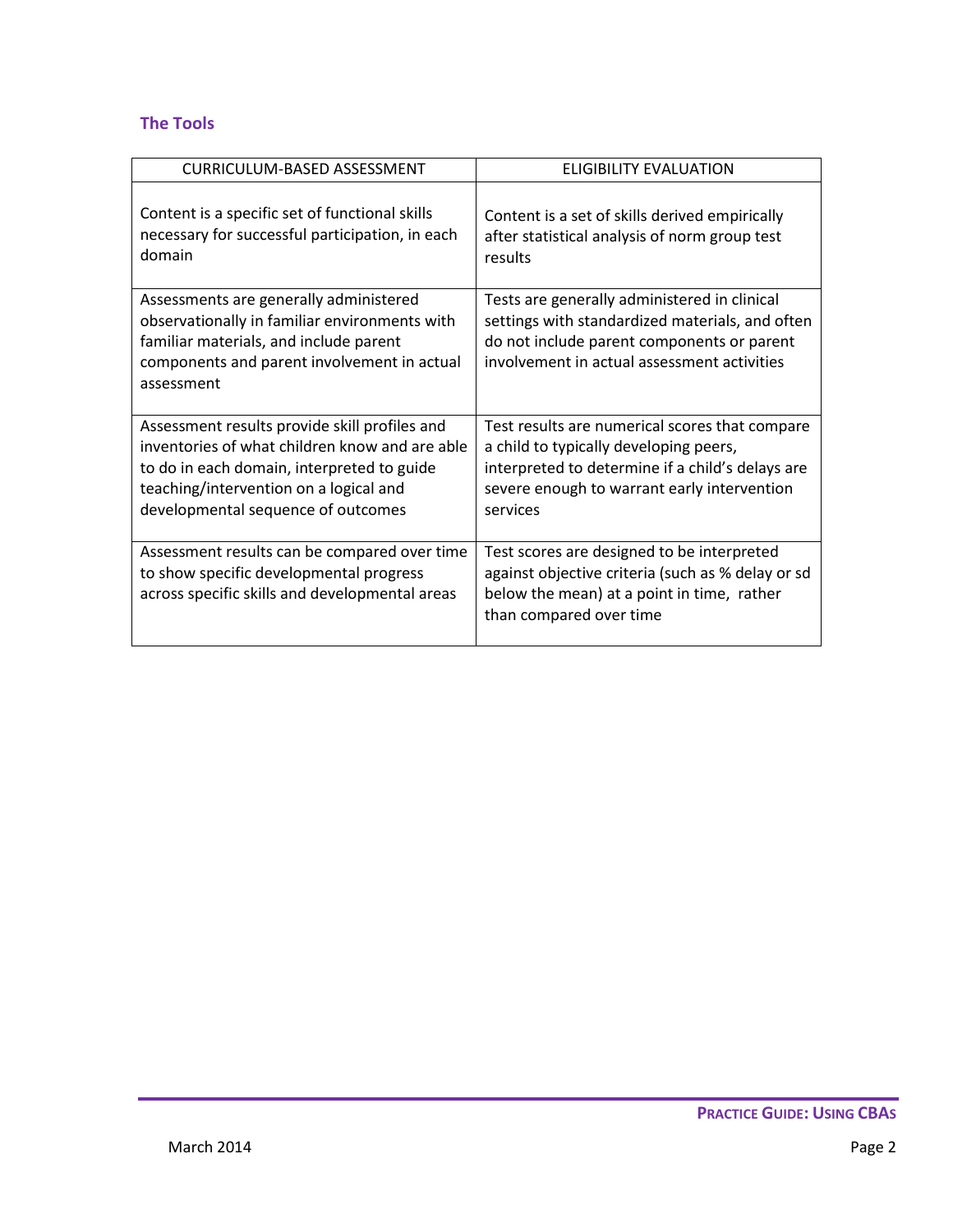## The Tools

| CURRICULUM-BASED ASSESSMENT | ELIGIBILITY EVALUATION |
|---|---|
| Content is a specific set of functional skills necessary for successful participation, in each domain | Content is a set of skills derived empirically after statistical analysis of norm group test results |
| Assessments are generally administered observationally in familiar environments with familiar materials, and include parent components and parent involvement in actual assessment | Tests are generally administered in clinical settings with standardized materials, and often do not include parent components or parent involvement in actual assessment activities |
| Assessment results provide skill profiles and inventories of what children know and are able to do in each domain, interpreted to guide teaching/intervention on a logical and developmental sequence of outcomes | Test results are numerical scores that compare a child to typically developing peers, interpreted to determine if a child's delays are severe enough to warrant early intervention services |
| Assessment results can be compared over time to show specific developmental progress across specific skills and developmental areas | Test scores are designed to be interpreted against objective criteria (such as % delay or sd below the mean) at a point in time, rather than compared over time |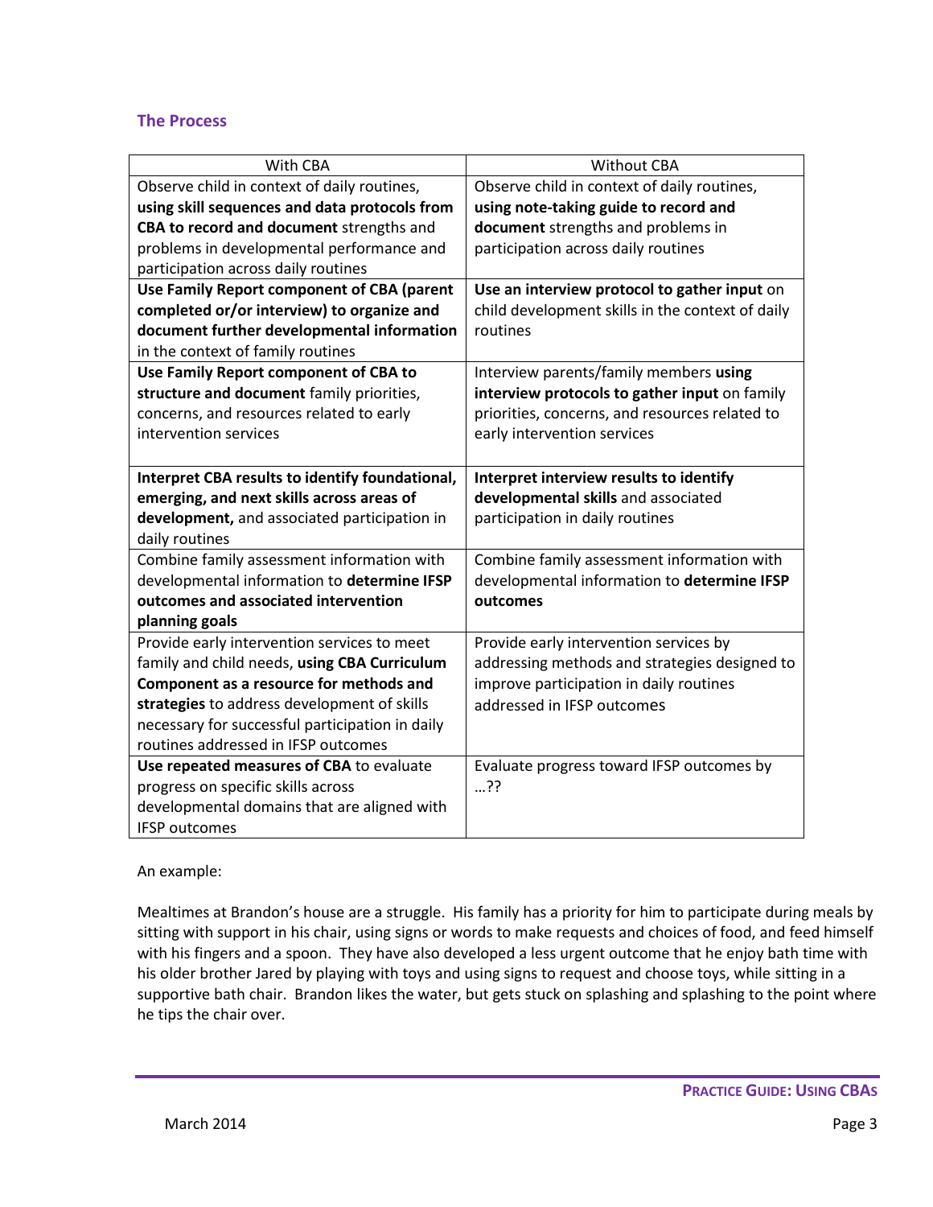### The Process

| With CBA | Without CBA |
|---|---|
| Observe child in context of daily routines, **using skill sequences and data protocols from CBA to record and document** strengths and problems in developmental performance and participation across daily routines | Observe child in context of daily routines, **using note-taking guide to record and document** strengths and problems in participation across daily routines |
| **Use Family Report component of CBA (parent completed or/or interview) to organize and document further developmental information** in the context of family routines | **Use an interview protocol to gather input** on child development skills in the context of daily routines |
| **Use Family Report component of CBA to structure and document** family priorities, concerns, and resources related to early intervention services | Interview parents/family members **using interview protocols to gather input** on family priorities, concerns, and resources related to early intervention services |
| **Interpret CBA results to identify foundational, emerging, and next skills across areas of development,** and associated participation in daily routines | **Interpret interview results to identify developmental skills** and associated participation in daily routines |
| Combine family assessment information with developmental information to **determine IFSP outcomes and associated intervention planning goals** | Combine family assessment information with developmental information to **determine IFSP outcomes** |
| Provide early intervention services to meet family and child needs, **using CBA Curriculum Component as a resource for methods and strategies** to address development of skills necessary for successful participation in daily routines addressed in IFSP outcomes | Provide early intervention services by addressing methods and strategies designed to improve participation in daily routines addressed in IFSP outcomes |
| **Use repeated measures of CBA** to evaluate progress on specific skills across developmental domains that are aligned with IFSP outcomes | Evaluate progress toward IFSP outcomes by …?? |

An example:

Mealtimes at Brandon's house are a struggle. His family has a priority for him to participate during meals by sitting with support in his chair, using signs or words to make requests and choices of food, and feed himself with his fingers and a spoon. They have also developed a less urgent outcome that he enjoy bath time with his older brother Jared by playing with toys and using signs to request and choose toys, while sitting in a supportive bath chair. Brandon likes the water, but gets stuck on splashing and splashing to the point where he tips the chair over.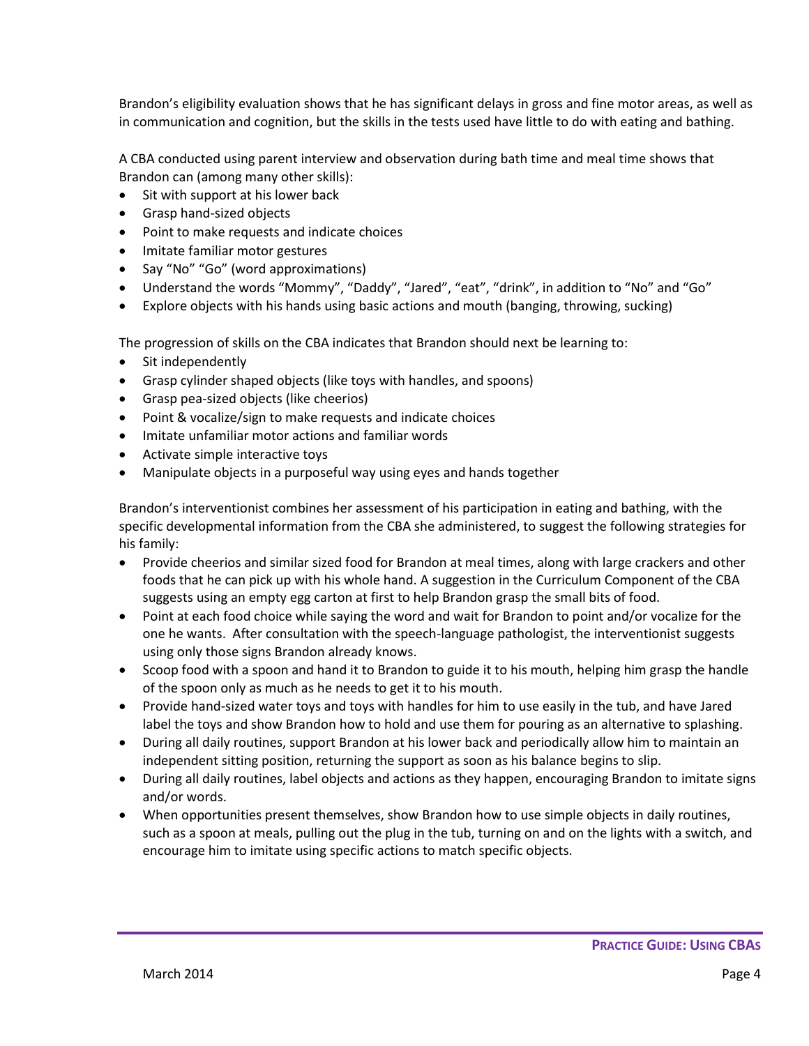Brandon's eligibility evaluation shows that he has significant delays in gross and fine motor areas, as well as in communication and cognition, but the skills in the tests used have little to do with eating and bathing.

A CBA conducted using parent interview and observation during bath time and meal time shows that Brandon can (among many other skills):

- Sit with support at his lower back
- Grasp hand-sized objects
- Point to make requests and indicate choices
- Imitate familiar motor gestures
- Say "No" "Go" (word approximations)
- Understand the words "Mommy", "Daddy", "Jared", "eat", "drink", in addition to "No" and "Go"
- Explore objects with his hands using basic actions and mouth (banging, throwing, sucking)

The progression of skills on the CBA indicates that Brandon should next be learning to:

- Sit independently
- Grasp cylinder shaped objects (like toys with handles, and spoons)
- Grasp pea-sized objects (like cheerios)
- Point & vocalize/sign to make requests and indicate choices
- Imitate unfamiliar motor actions and familiar words
- Activate simple interactive toys
- Manipulate objects in a purposeful way using eyes and hands together

Brandon's interventionist combines her assessment of his participation in eating and bathing, with the specific developmental information from the CBA she administered, to suggest the following strategies for his family:

- Provide cheerios and similar sized food for Brandon at meal times, along with large crackers and other foods that he can pick up with his whole hand. A suggestion in the Curriculum Component of the CBA suggests using an empty egg carton at first to help Brandon grasp the small bits of food.
- Point at each food choice while saying the word and wait for Brandon to point and/or vocalize for the one he wants. After consultation with the speech-language pathologist, the interventionist suggests using only those signs Brandon already knows.
- Scoop food with a spoon and hand it to Brandon to guide it to his mouth, helping him grasp the handle of the spoon only as much as he needs to get it to his mouth.
- Provide hand-sized water toys and toys with handles for him to use easily in the tub, and have Jared label the toys and show Brandon how to hold and use them for pouring as an alternative to splashing.
- During all daily routines, support Brandon at his lower back and periodically allow him to maintain an independent sitting position, returning the support as soon as his balance begins to slip.
- During all daily routines, label objects and actions as they happen, encouraging Brandon to imitate signs and/or words.
- When opportunities present themselves, show Brandon how to use simple objects in daily routines, such as a spoon at meals, pulling out the plug in the tub, turning on and on the lights with a switch, and encourage him to imitate using specific actions to match specific objects.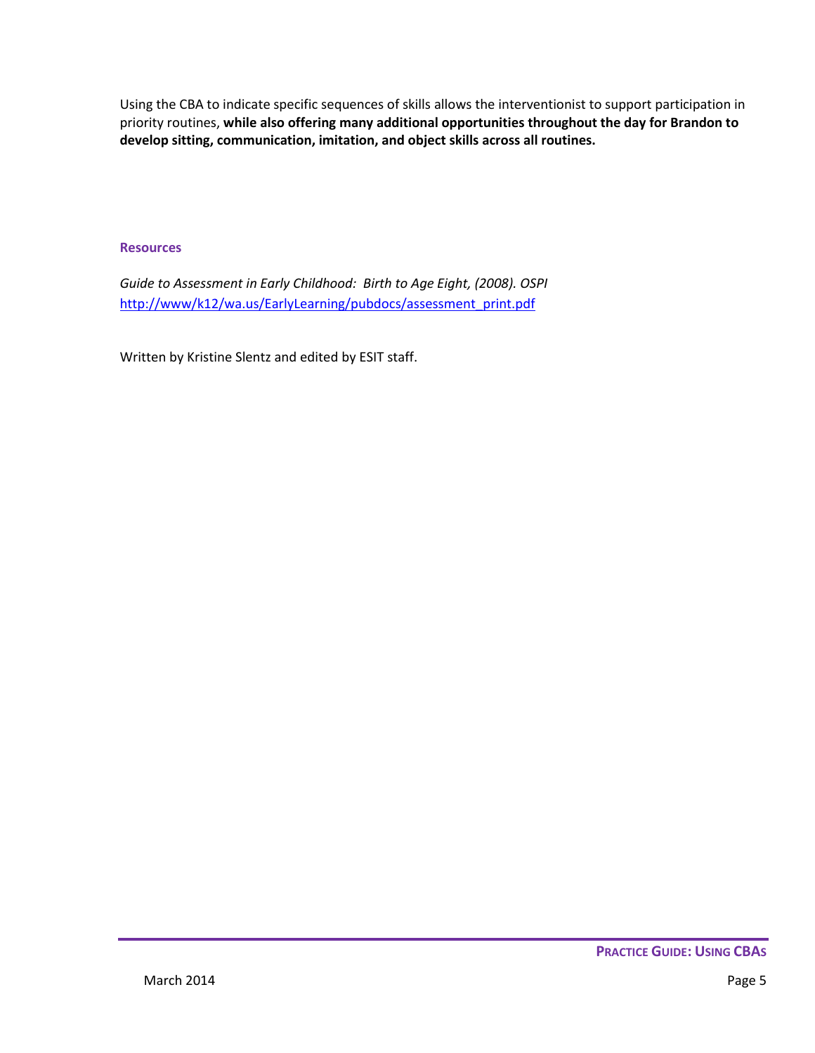Using the CBA to indicate specific sequences of skills allows the interventionist to support participation in priority routines, **while also offering many additional opportunities throughout the day for Brandon to develop sitting, communication, imitation, and object skills across all routines.**

### Resources

*Guide to Assessment in Early Childhood: Birth to Age Eight, (2008). OSPI*
[http://www/k12/wa.us/EarlyLearning/pubdocs/assessment_print.pdf](http://www/k12/wa.us/EarlyLearning/pubdocs/assessment_print.pdf)

Written by Kristine Slentz and edited by ESIT staff.